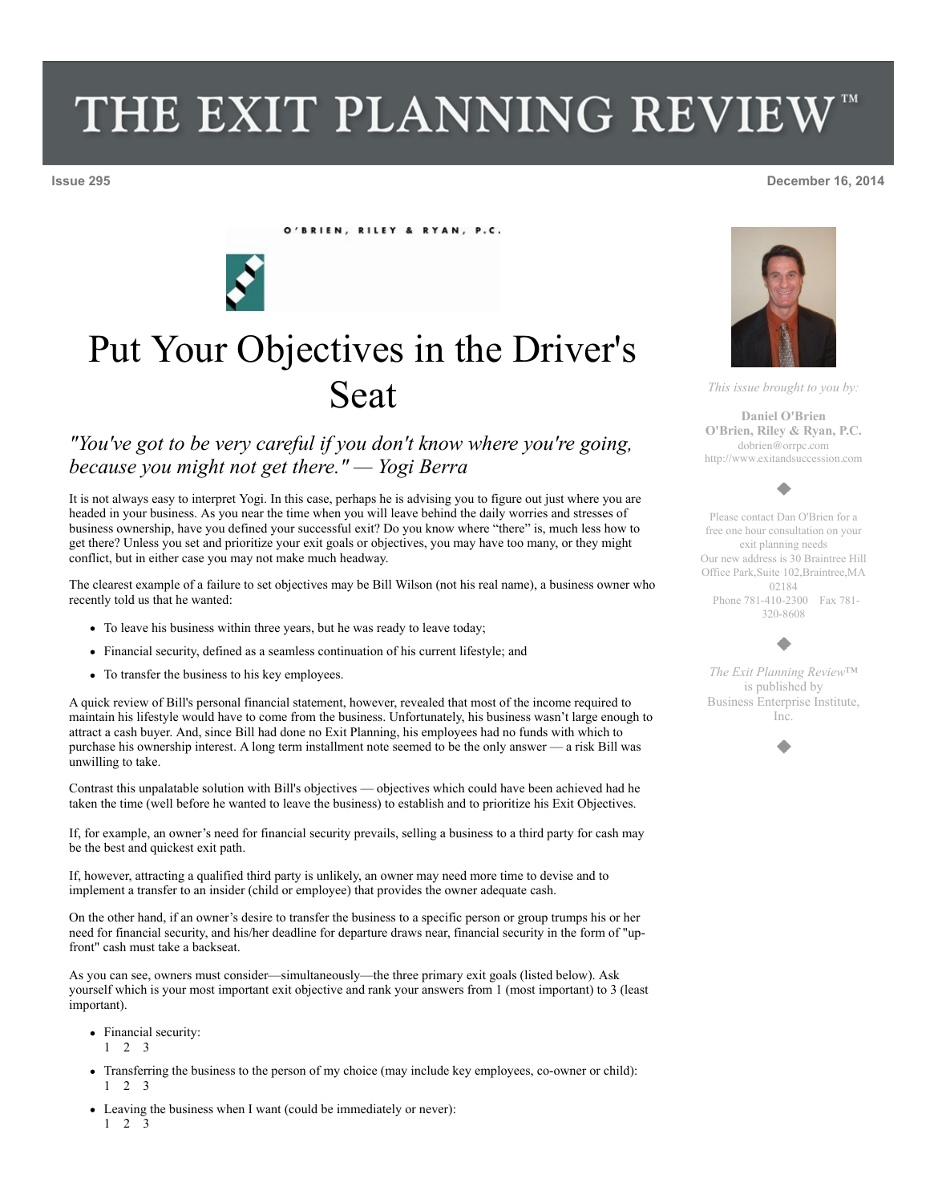# THE EXIT PLANNING REVIEW™

Issue 295 | December 16, 2014

O'BRIEN, RILEY & RYAN, P.C.

# Put Your Objectives in the Driver's Seat

## *"You've got to be very careful if you don't know where you're going, because you might not get there." — Yogi Berra*

It is not always easy to interpret Yogi. In this case, perhaps he is advising you to figure out just where you are headed in your business. As you near the time when you will leave behind the daily worries and stresses of business ownership, have you defined your successful exit? Do you know where "there" is, much less how to get there? Unless you set and prioritize your exit goals or objectives, you may have too many, or they might conflict, but in either case you may not make much headway.

The clearest example of a failure to set objectives may be Bill Wilson (not his real name), a business owner who recently told us that he wanted:

- To leave his business within three years, but he was ready to leave today;
- Financial security, defined as a seamless continuation of his current lifestyle; and
- To transfer the business to his key employees.

A quick review of Bill's personal financial statement, however, revealed that most of the income required to maintain his lifestyle would have to come from the business. Unfortunately, his business wasn't large enough to attract a cash buyer. And, since Bill had done no Exit Planning, his employees had no funds with which to purchase his ownership interest. A long term installment note seemed to be the only answer — a risk Bill was unwilling to take.

Contrast this unpalatable solution with Bill's objectives — objectives which could have been achieved had he taken the time (well before he wanted to leave the business) to establish and to prioritize his Exit Objectives.

If, for example, an owner's need for financial security prevails, selling a business to a third party for cash may be the best and quickest exit path.

If, however, attracting a qualified third party is unlikely, an owner may need more time to devise and to implement a transfer to an insider (child or employee) that provides the owner adequate cash.

On the other hand, if an owner's desire to transfer the business to a specific person or group trumps his or her need for financial security, and his/her deadline for departure draws near, financial security in the form of "up-front" cash must take a backseat.

As you can see, owners must consider—simultaneously—the three primary exit goals (listed below). Ask yourself which is your most important exit objective and rank your answers from 1 (most important) to 3 (least important).

- Financial security:
  1 2 3
- Transferring the business to the person of my choice (may include key employees, co-owner or child):
  1 2 3
- Leaving the business when I want (could be immediately or never):
  1 2 3

---

*This issue brought to you by:*

**Daniel O'Brien**
**O'Brien, Riley & Ryan, P.C.**
dobrien@orrpc.com
http://www.exitandsuccession.com

Please contact Dan O'Brien for a free one hour consultation on your exit planning needs
Our new address is 30 Braintree Hill Office Park,Suite 102,Braintree,MA 02184
Phone 781-410-2300 Fax 781-320-8608

*The Exit Planning Review™* is published by Business Enterprise Institute, Inc.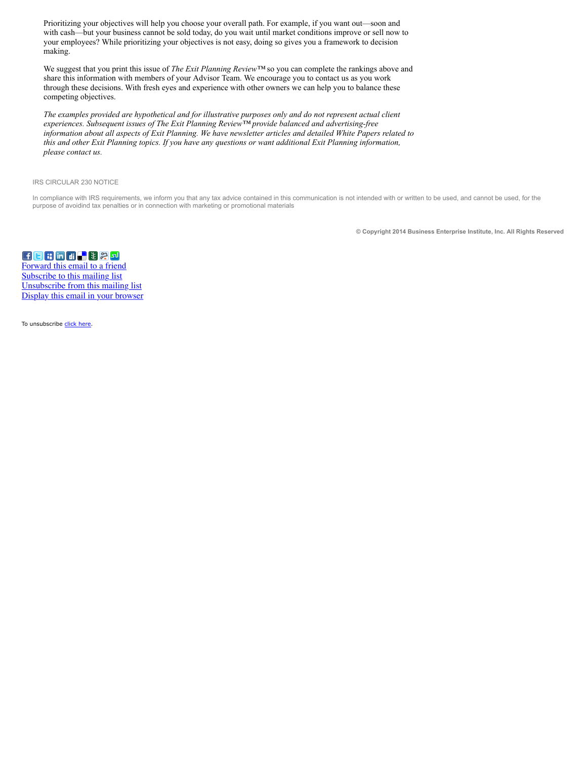Prioritizing your objectives will help you choose your overall path. For example, if you want out—soon and with cash—but your business cannot be sold today, do you wait until market conditions improve or sell now to your employees? While prioritizing your objectives is not easy, doing so gives you a framework to decision making.

We suggest that you print this issue of *The Exit Planning Review™* so you can complete the rankings above and share this information with members of your Advisor Team. We encourage you to contact us as you work through these decisions. With fresh eyes and experience with other owners we can help you to balance these competing objectives.

*The examples provided are hypothetical and for illustrative purposes only and do not represent actual client experiences. Subsequent issues of The Exit Planning Review™ provide balanced and advertising-free information about all aspects of Exit Planning. We have newsletter articles and detailed White Papers related to this and other Exit Planning topics. If you have any questions or want additional Exit Planning information, please contact us.*

IRS CIRCULAR 230 NOTICE

In compliance with IRS requirements, we inform you that any tax advice contained in this communication is not intended with or written to be used, and cannot be used, for the purpose of avoidind tax penalties or in connection with marketing or promotional materials

**© Copyright 2014 Business Enterprise Institute, Inc. All Rights Reserved**

Forward this email to a friend
Subscribe to this mailing list
Unsubscribe from this mailing list
Display this email in your browser

To unsubscribe click here.